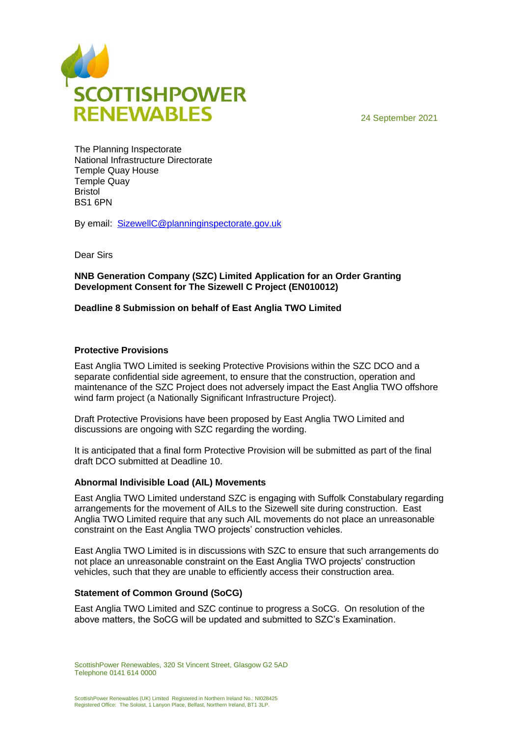**SCOTTISHPOWER RENEWABLES**

24 September 2021

The Planning Inspectorate
National Infrastructure Directorate
Temple Quay House
Temple Quay
Bristol
BS1 6PN

By email: SizewellC@planninginspectorate.gov.uk

Dear Sirs

**NNB Generation Company (SZC) Limited Application for an Order Granting Development Consent for The Sizewell C Project (EN010012)**

**Deadline 8 Submission on behalf of East Anglia TWO Limited**

**Protective Provisions**

East Anglia TWO Limited is seeking Protective Provisions within the SZC DCO and a separate confidential side agreement, to ensure that the construction, operation and maintenance of the SZC Project does not adversely impact the East Anglia TWO offshore wind farm project (a Nationally Significant Infrastructure Project).

Draft Protective Provisions have been proposed by East Anglia TWO Limited and discussions are ongoing with SZC regarding the wording.

It is anticipated that a final form Protective Provision will be submitted as part of the final draft DCO submitted at Deadline 10.

**Abnormal Indivisible Load (AIL) Movements**

East Anglia TWO Limited understand SZC is engaging with Suffolk Constabulary regarding arrangements for the movement of AILs to the Sizewell site during construction. East Anglia TWO Limited require that any such AIL movements do not place an unreasonable constraint on the East Anglia TWO projects' construction vehicles.

East Anglia TWO Limited is in discussions with SZC to ensure that such arrangements do not place an unreasonable constraint on the East Anglia TWO projects' construction vehicles, such that they are unable to efficiently access their construction area.

**Statement of Common Ground (SoCG)**

East Anglia TWO Limited and SZC continue to progress a SoCG. On resolution of the above matters, the SoCG will be updated and submitted to SZC's Examination.

ScottishPower Renewables, 320 St Vincent Street, Glasgow G2 5AD
Telephone 0141 614 0000

ScottishPower Renewables (UK) Limited Registered in Northern Ireland No.: NI028425
Registered Office: The Soloist, 1 Lanyon Place, Belfast, Northern Ireland, BT1 3LP.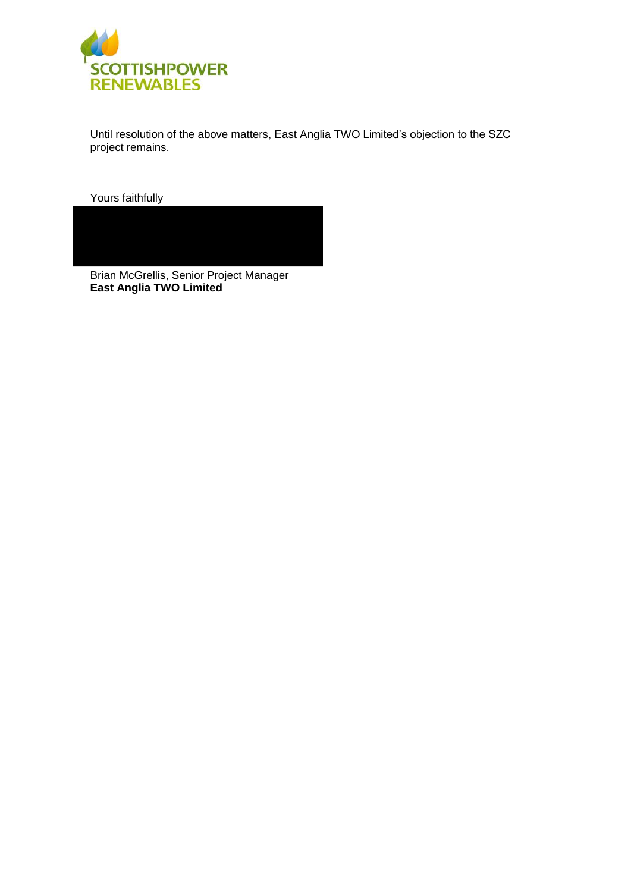Until resolution of the above matters, East Anglia TWO Limited's objection to the SZC project remains.

Yours faithfully

Brian McGrellis, Senior Project Manager
**East Anglia TWO Limited**